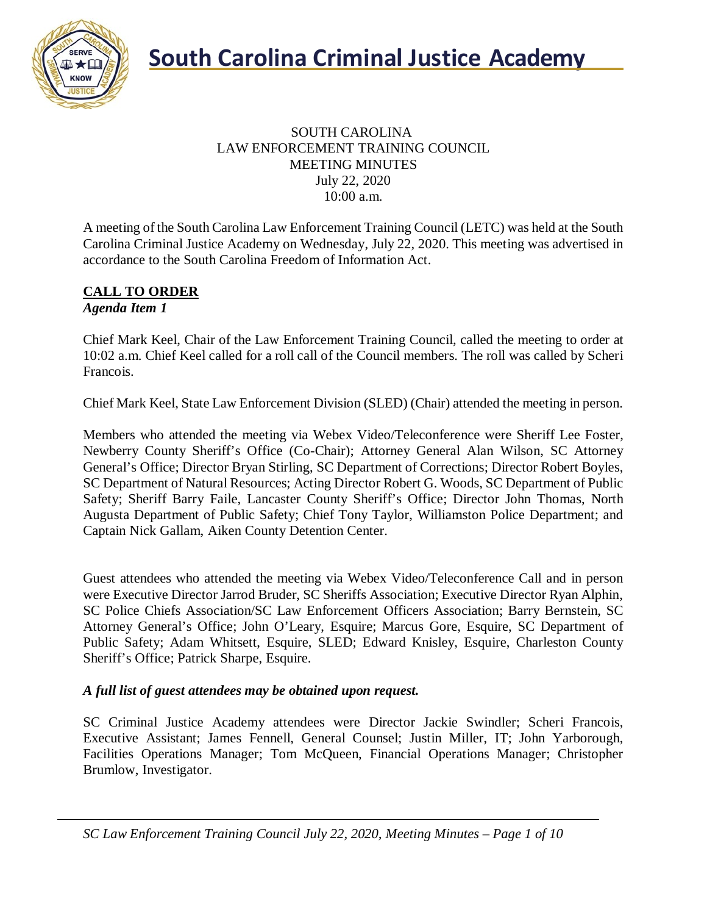# South Carolina Criminal Justice Academy

SOUTH CAROLINA
LAW ENFORCEMENT TRAINING COUNCIL
MEETING MINUTES
July 22, 2020
10:00 a.m.

A meeting of the South Carolina Law Enforcement Training Council (LETC) was held at the South Carolina Criminal Justice Academy on Wednesday, July 22, 2020. This meeting was advertised in accordance to the South Carolina Freedom of Information Act.

## CALL TO ORDER

***Agenda Item 1***

Chief Mark Keel, Chair of the Law Enforcement Training Council, called the meeting to order at 10:02 a.m. Chief Keel called for a roll call of the Council members. The roll was called by Scheri Francois.

Chief Mark Keel, State Law Enforcement Division (SLED) (Chair) attended the meeting in person.

Members who attended the meeting via Webex Video/Teleconference were Sheriff Lee Foster, Newberry County Sheriff's Office (Co-Chair); Attorney General Alan Wilson, SC Attorney General's Office; Director Bryan Stirling, SC Department of Corrections; Director Robert Boyles, SC Department of Natural Resources; Acting Director Robert G. Woods, SC Department of Public Safety; Sheriff Barry Faile, Lancaster County Sheriff's Office; Director John Thomas, North Augusta Department of Public Safety; Chief Tony Taylor, Williamston Police Department; and Captain Nick Gallam, Aiken County Detention Center.

Guest attendees who attended the meeting via Webex Video/Teleconference Call and in person were Executive Director Jarrod Bruder, SC Sheriffs Association; Executive Director Ryan Alphin, SC Police Chiefs Association/SC Law Enforcement Officers Association; Barry Bernstein, SC Attorney General's Office; John O'Leary, Esquire; Marcus Gore, Esquire, SC Department of Public Safety; Adam Whitsett, Esquire, SLED; Edward Knisley, Esquire, Charleston County Sheriff's Office; Patrick Sharpe, Esquire.

***A full list of guest attendees may be obtained upon request.***

SC Criminal Justice Academy attendees were Director Jackie Swindler; Scheri Francois, Executive Assistant; James Fennell, General Counsel; Justin Miller, IT; John Yarborough, Facilities Operations Manager; Tom McQueen, Financial Operations Manager; Christopher Brumlow, Investigator.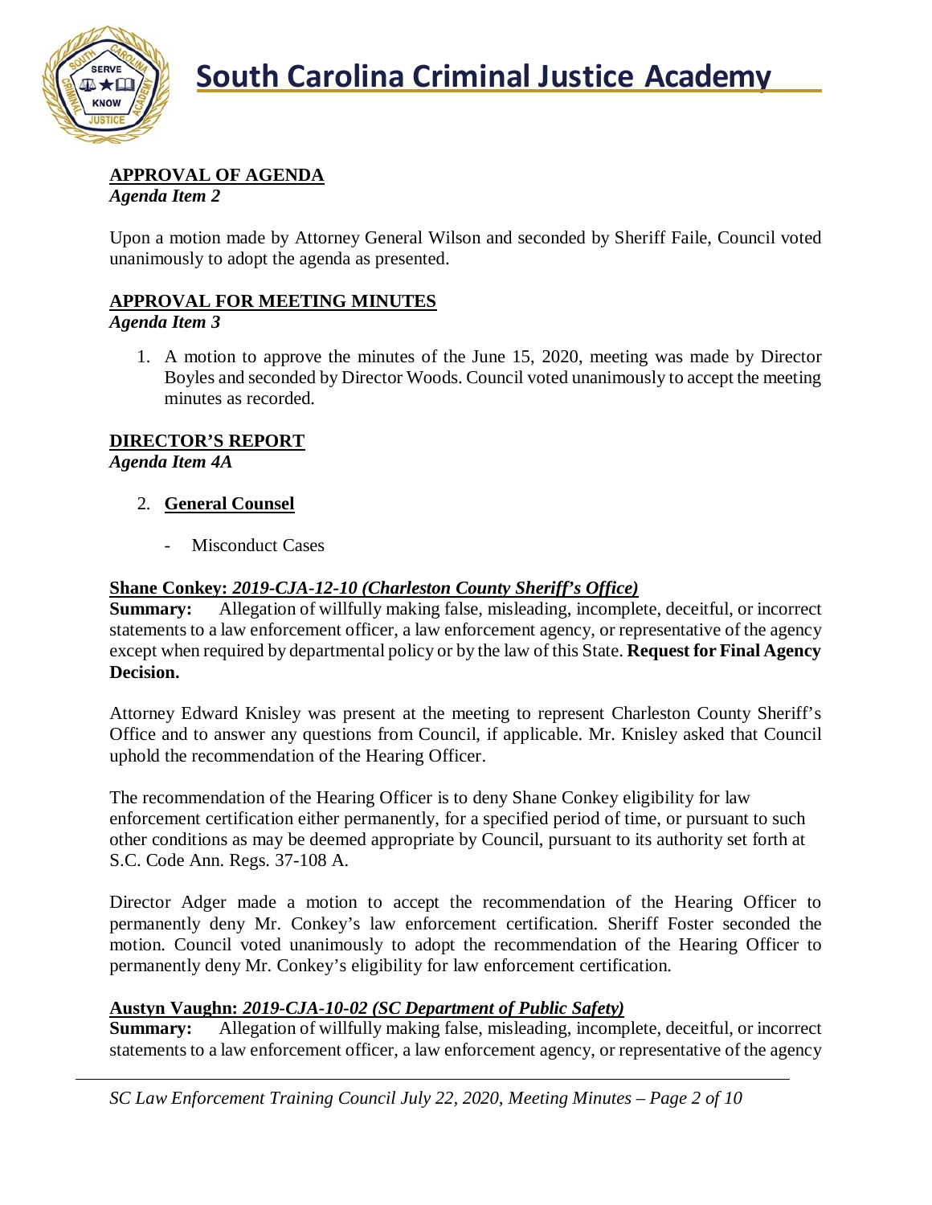**APPROVAL OF AGENDA**
*Agenda Item 2*

Upon a motion made by Attorney General Wilson and seconded by Sheriff Faile, Council voted unanimously to adopt the agenda as presented.

**APPROVAL FOR MEETING MINUTES**
*Agenda Item 3*

1. A motion to approve the minutes of the June 15, 2020, meeting was made by Director Boyles and seconded by Director Woods. Council voted unanimously to accept the meeting minutes as recorded.

**DIRECTOR'S REPORT**
*Agenda Item 4A*

2. **General Counsel**

   - Misconduct Cases

**Shane Conkey: *2019-CJA-12-10 (Charleston County Sheriff's Office)***
**Summary:** Allegation of willfully making false, misleading, incomplete, deceitful, or incorrect statements to a law enforcement officer, a law enforcement agency, or representative of the agency except when required by departmental policy or by the law of this State. **Request for Final Agency Decision.**

Attorney Edward Knisley was present at the meeting to represent Charleston County Sheriff's Office and to answer any questions from Council, if applicable. Mr. Knisley asked that Council uphold the recommendation of the Hearing Officer.

The recommendation of the Hearing Officer is to deny Shane Conkey eligibility for law enforcement certification either permanently, for a specified period of time, or pursuant to such other conditions as may be deemed appropriate by Council, pursuant to its authority set forth at S.C. Code Ann. Regs. 37-108 A.

Director Adger made a motion to accept the recommendation of the Hearing Officer to permanently deny Mr. Conkey's law enforcement certification. Sheriff Foster seconded the motion. Council voted unanimously to adopt the recommendation of the Hearing Officer to permanently deny Mr. Conkey's eligibility for law enforcement certification.

**Austyn Vaughn: *2019-CJA-10-02 (SC Department of Public Safety)***
**Summary:** Allegation of willfully making false, misleading, incomplete, deceitful, or incorrect statements to a law enforcement officer, a law enforcement agency, or representative of the agency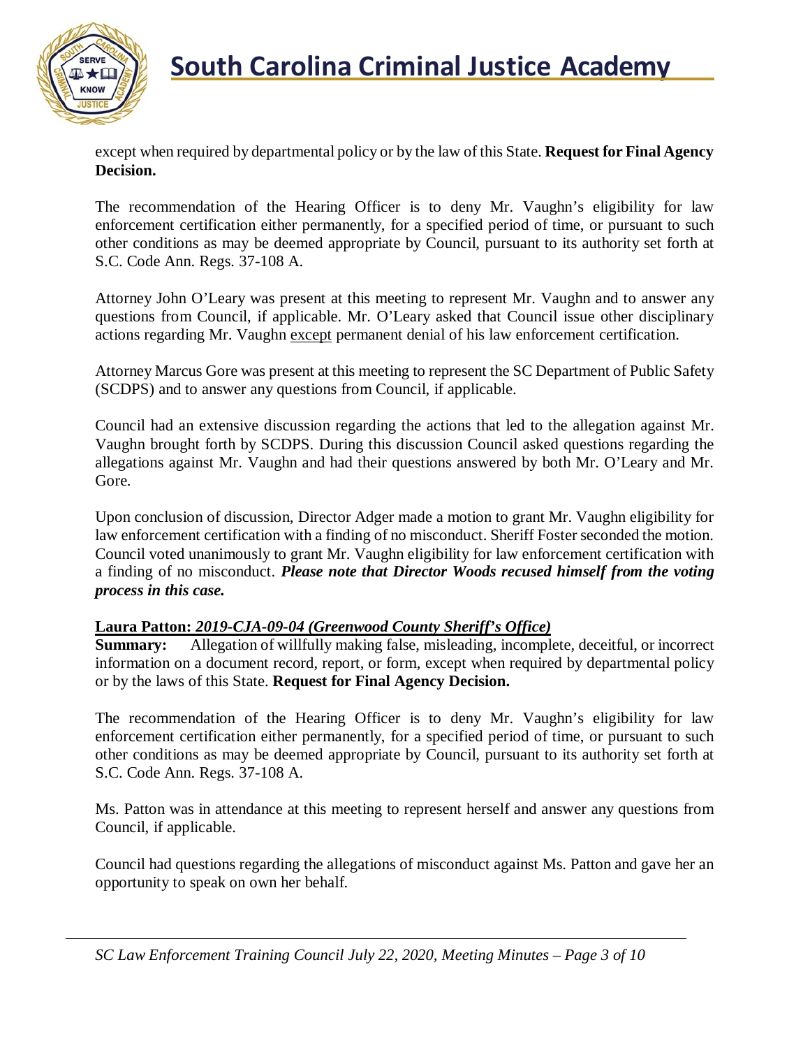except when required by departmental policy or by the law of this State. **Request for Final Agency Decision.**

The recommendation of the Hearing Officer is to deny Mr. Vaughn's eligibility for law enforcement certification either permanently, for a specified period of time, or pursuant to such other conditions as may be deemed appropriate by Council, pursuant to its authority set forth at S.C. Code Ann. Regs. 37-108 A.

Attorney John O'Leary was present at this meeting to represent Mr. Vaughn and to answer any questions from Council, if applicable. Mr. O'Leary asked that Council issue other disciplinary actions regarding Mr. Vaughn except permanent denial of his law enforcement certification.

Attorney Marcus Gore was present at this meeting to represent the SC Department of Public Safety (SCDPS) and to answer any questions from Council, if applicable.

Council had an extensive discussion regarding the actions that led to the allegation against Mr. Vaughn brought forth by SCDPS. During this discussion Council asked questions regarding the allegations against Mr. Vaughn and had their questions answered by both Mr. O'Leary and Mr. Gore.

Upon conclusion of discussion, Director Adger made a motion to grant Mr. Vaughn eligibility for law enforcement certification with a finding of no misconduct. Sheriff Foster seconded the motion. Council voted unanimously to grant Mr. Vaughn eligibility for law enforcement certification with a finding of no misconduct. ***Please note that Director Woods recused himself from the voting process in this case.***

**Laura Patton: *2019-CJA-09-04 (Greenwood County Sheriff's Office)***

**Summary:** Allegation of willfully making false, misleading, incomplete, deceitful, or incorrect information on a document record, report, or form, except when required by departmental policy or by the laws of this State. **Request for Final Agency Decision.**

The recommendation of the Hearing Officer is to deny Mr. Vaughn's eligibility for law enforcement certification either permanently, for a specified period of time, or pursuant to such other conditions as may be deemed appropriate by Council, pursuant to its authority set forth at S.C. Code Ann. Regs. 37-108 A.

Ms. Patton was in attendance at this meeting to represent herself and answer any questions from Council, if applicable.

Council had questions regarding the allegations of misconduct against Ms. Patton and gave her an opportunity to speak on own her behalf.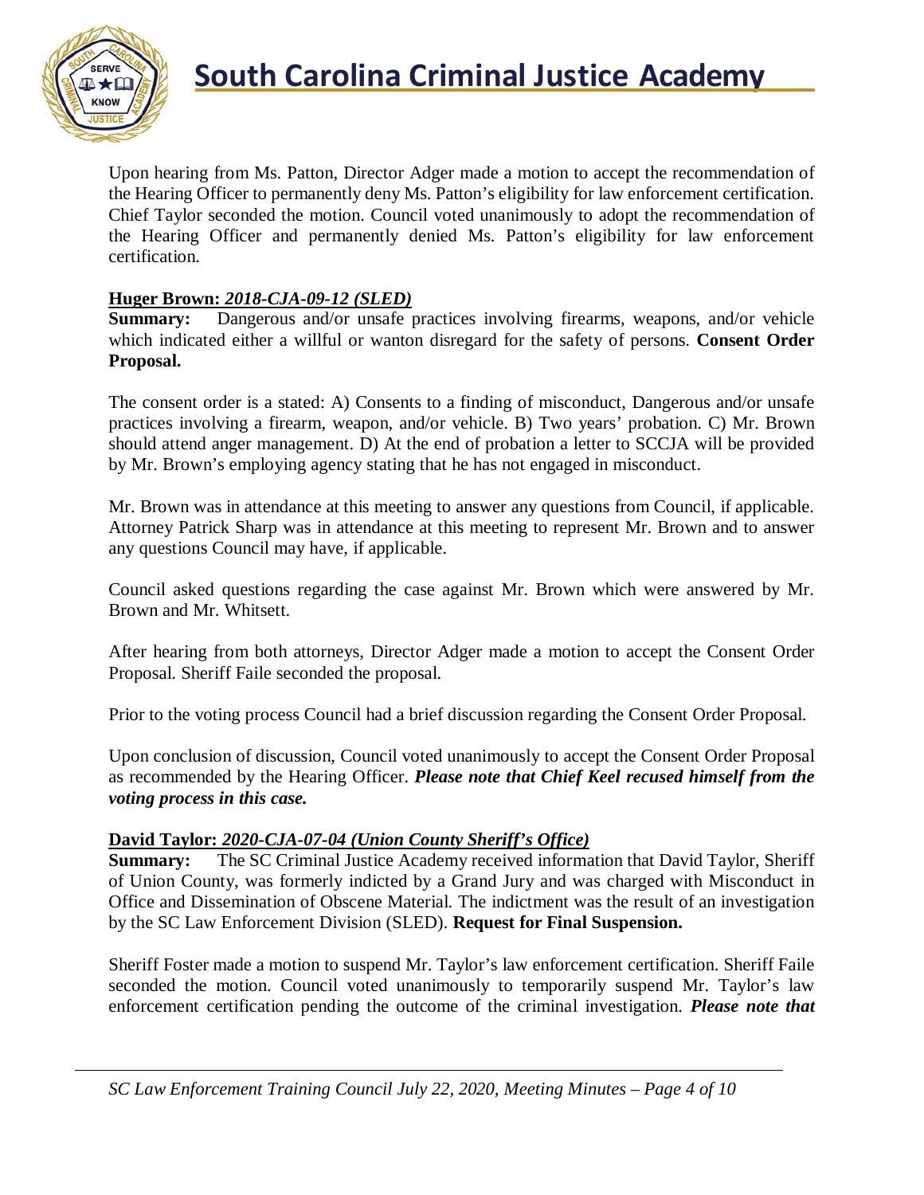Upon hearing from Ms. Patton, Director Adger made a motion to accept the recommendation of the Hearing Officer to permanently deny Ms. Patton's eligibility for law enforcement certification. Chief Taylor seconded the motion. Council voted unanimously to adopt the recommendation of the Hearing Officer and permanently denied Ms. Patton's eligibility for law enforcement certification.

**Huger Brown: *2018-CJA-09-12 (SLED)***

**Summary:** Dangerous and/or unsafe practices involving firearms, weapons, and/or vehicle which indicated either a willful or wanton disregard for the safety of persons. **Consent Order Proposal.**

The consent order is a stated: A) Consents to a finding of misconduct, Dangerous and/or unsafe practices involving a firearm, weapon, and/or vehicle. B) Two years' probation. C) Mr. Brown should attend anger management. D) At the end of probation a letter to SCCJA will be provided by Mr. Brown's employing agency stating that he has not engaged in misconduct.

Mr. Brown was in attendance at this meeting to answer any questions from Council, if applicable. Attorney Patrick Sharp was in attendance at this meeting to represent Mr. Brown and to answer any questions Council may have, if applicable.

Council asked questions regarding the case against Mr. Brown which were answered by Mr. Brown and Mr. Whitsett.

After hearing from both attorneys, Director Adger made a motion to accept the Consent Order Proposal. Sheriff Faile seconded the proposal.

Prior to the voting process Council had a brief discussion regarding the Consent Order Proposal.

Upon conclusion of discussion, Council voted unanimously to accept the Consent Order Proposal as recommended by the Hearing Officer. ***Please note that Chief Keel recused himself from the voting process in this case.***

**David Taylor: *2020-CJA-07-04 (Union County Sheriff's Office)***

**Summary:** The SC Criminal Justice Academy received information that David Taylor, Sheriff of Union County, was formerly indicted by a Grand Jury and was charged with Misconduct in Office and Dissemination of Obscene Material. The indictment was the result of an investigation by the SC Law Enforcement Division (SLED). **Request for Final Suspension.**

Sheriff Foster made a motion to suspend Mr. Taylor's law enforcement certification. Sheriff Faile seconded the motion. Council voted unanimously to temporarily suspend Mr. Taylor's law enforcement certification pending the outcome of the criminal investigation. ***Please note that***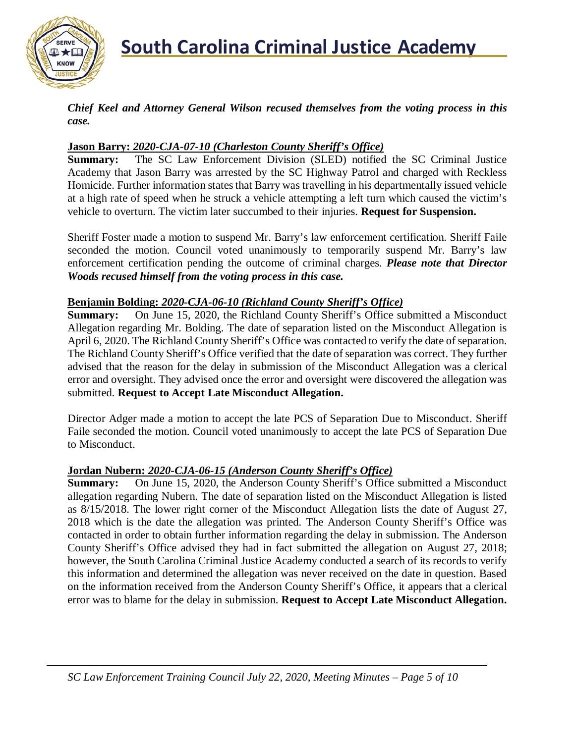***Chief Keel and Attorney General Wilson recused themselves from the voting process in this case.***

**Jason Barry:** ***2020-CJA-07-10 (Charleston County Sheriff's Office)***

**Summary:** The SC Law Enforcement Division (SLED) notified the SC Criminal Justice Academy that Jason Barry was arrested by the SC Highway Patrol and charged with Reckless Homicide. Further information states that Barry was travelling in his departmentally issued vehicle at a high rate of speed when he struck a vehicle attempting a left turn which caused the victim's vehicle to overturn. The victim later succumbed to their injuries. **Request for Suspension.**

Sheriff Foster made a motion to suspend Mr. Barry's law enforcement certification. Sheriff Faile seconded the motion. Council voted unanimously to temporarily suspend Mr. Barry's law enforcement certification pending the outcome of criminal charges. ***Please note that Director Woods recused himself from the voting process in this case.***

**Benjamin Bolding:** ***2020-CJA-06-10 (Richland County Sheriff's Office)***

**Summary:** On June 15, 2020, the Richland County Sheriff's Office submitted a Misconduct Allegation regarding Mr. Bolding. The date of separation listed on the Misconduct Allegation is April 6, 2020. The Richland County Sheriff's Office was contacted to verify the date of separation. The Richland County Sheriff's Office verified that the date of separation was correct. They further advised that the reason for the delay in submission of the Misconduct Allegation was a clerical error and oversight. They advised once the error and oversight were discovered the allegation was submitted. **Request to Accept Late Misconduct Allegation.**

Director Adger made a motion to accept the late PCS of Separation Due to Misconduct. Sheriff Faile seconded the motion. Council voted unanimously to accept the late PCS of Separation Due to Misconduct.

**Jordan Nubern:** ***2020-CJA-06-15 (Anderson County Sheriff's Office)***

**Summary:** On June 15, 2020, the Anderson County Sheriff's Office submitted a Misconduct allegation regarding Nubern. The date of separation listed on the Misconduct Allegation is listed as 8/15/2018. The lower right corner of the Misconduct Allegation lists the date of August 27, 2018 which is the date the allegation was printed. The Anderson County Sheriff's Office was contacted in order to obtain further information regarding the delay in submission. The Anderson County Sheriff's Office advised they had in fact submitted the allegation on August 27, 2018; however, the South Carolina Criminal Justice Academy conducted a search of its records to verify this information and determined the allegation was never received on the date in question. Based on the information received from the Anderson County Sheriff's Office, it appears that a clerical error was to blame for the delay in submission. **Request to Accept Late Misconduct Allegation.**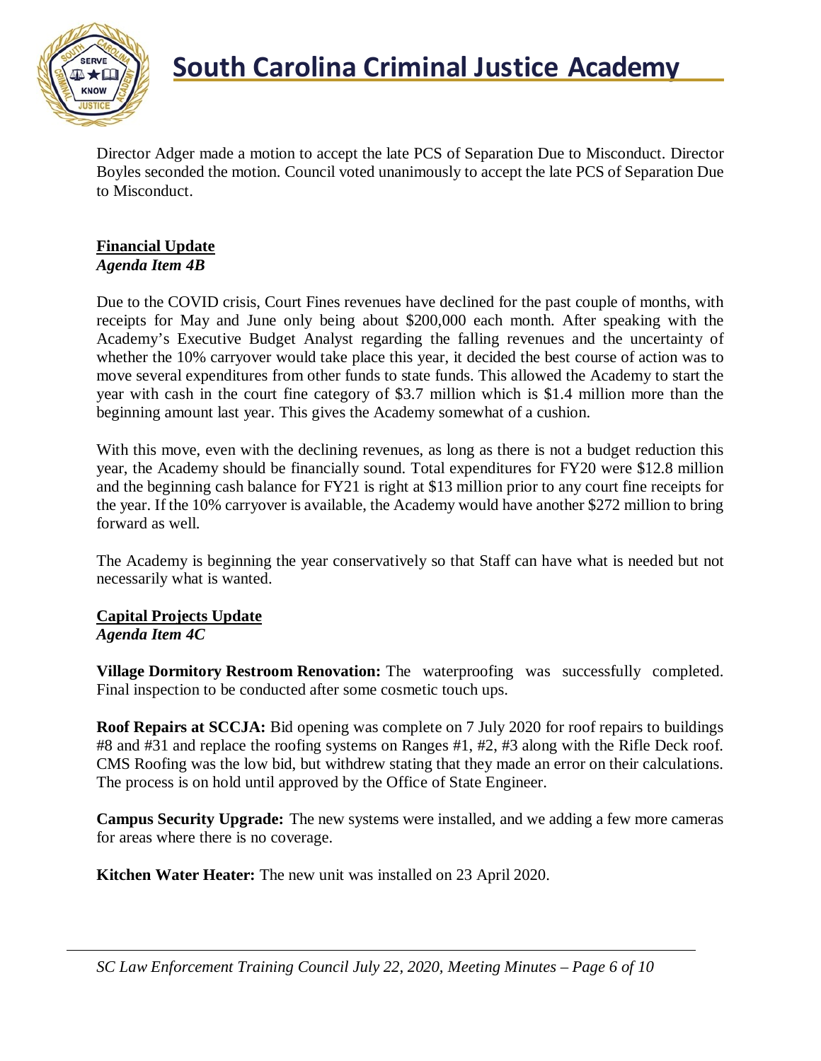Director Adger made a motion to accept the late PCS of Separation Due to Misconduct. Director Boyles seconded the motion. Council voted unanimously to accept the late PCS of Separation Due to Misconduct.

**Financial Update**
***Agenda Item 4B***

Due to the COVID crisis, Court Fines revenues have declined for the past couple of months, with receipts for May and June only being about $200,000 each month. After speaking with the Academy's Executive Budget Analyst regarding the falling revenues and the uncertainty of whether the 10% carryover would take place this year, it decided the best course of action was to move several expenditures from other funds to state funds. This allowed the Academy to start the year with cash in the court fine category of $3.7 million which is $1.4 million more than the beginning amount last year. This gives the Academy somewhat of a cushion.

With this move, even with the declining revenues, as long as there is not a budget reduction this year, the Academy should be financially sound. Total expenditures for FY20 were $12.8 million and the beginning cash balance for FY21 is right at $13 million prior to any court fine receipts for the year. If the 10% carryover is available, the Academy would have another $272 million to bring forward as well.

The Academy is beginning the year conservatively so that Staff can have what is needed but not necessarily what is wanted.

**Capital Projects Update**
***Agenda Item 4C***

**Village Dormitory Restroom Renovation:** The waterproofing was successfully completed. Final inspection to be conducted after some cosmetic touch ups.

**Roof Repairs at SCCJA:** Bid opening was complete on 7 July 2020 for roof repairs to buildings #8 and #31 and replace the roofing systems on Ranges #1, #2, #3 along with the Rifle Deck roof. CMS Roofing was the low bid, but withdrew stating that they made an error on their calculations. The process is on hold until approved by the Office of State Engineer.

**Campus Security Upgrade:** The new systems were installed, and we adding a few more cameras for areas where there is no coverage.

**Kitchen Water Heater:** The new unit was installed on 23 April 2020.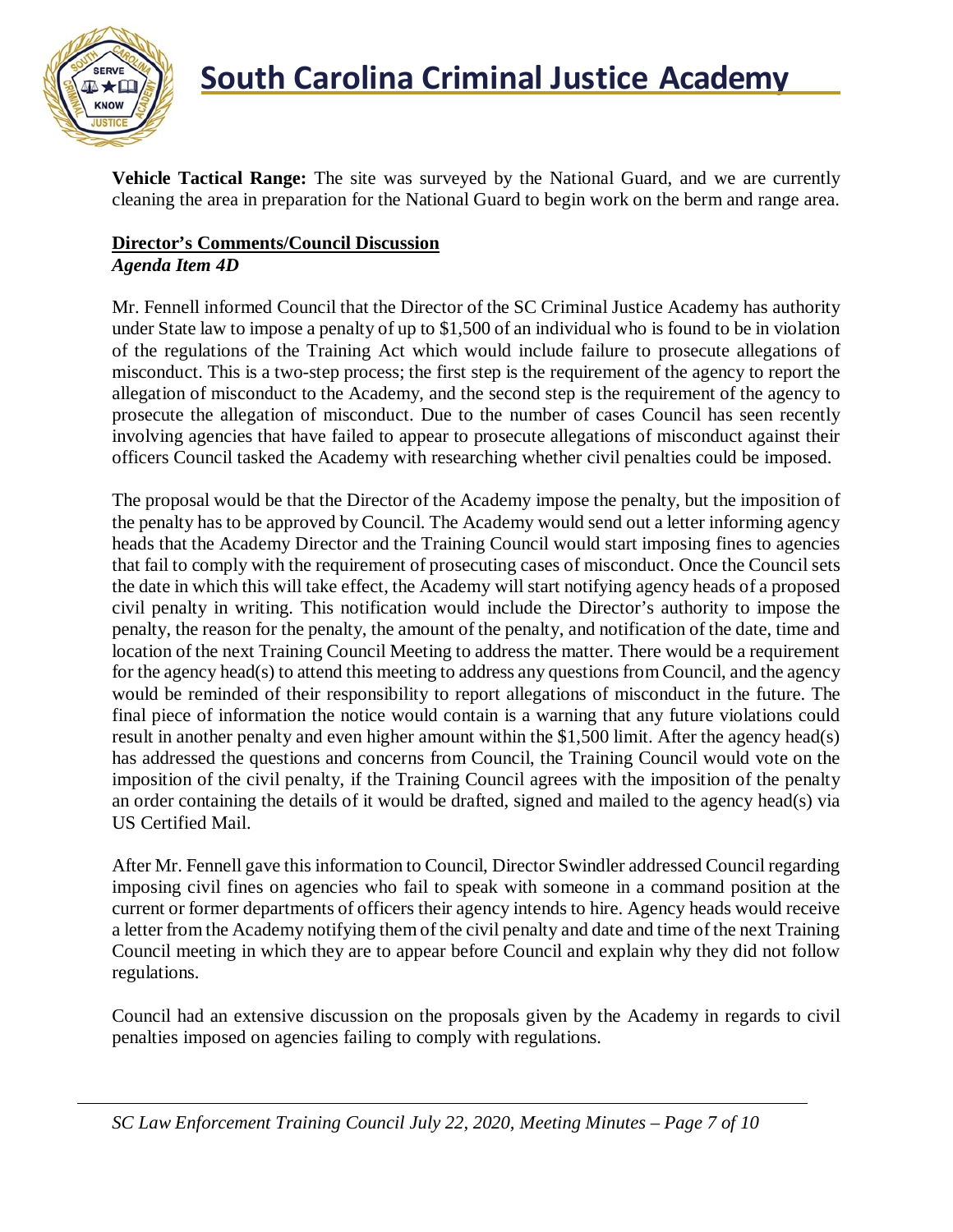**Vehicle Tactical Range:** The site was surveyed by the National Guard, and we are currently cleaning the area in preparation for the National Guard to begin work on the berm and range area.

**Director's Comments/Council Discussion**
***Agenda Item 4D***

Mr. Fennell informed Council that the Director of the SC Criminal Justice Academy has authority under State law to impose a penalty of up to $1,500 of an individual who is found to be in violation of the regulations of the Training Act which would include failure to prosecute allegations of misconduct. This is a two-step process; the first step is the requirement of the agency to report the allegation of misconduct to the Academy, and the second step is the requirement of the agency to prosecute the allegation of misconduct. Due to the number of cases Council has seen recently involving agencies that have failed to appear to prosecute allegations of misconduct against their officers Council tasked the Academy with researching whether civil penalties could be imposed.

The proposal would be that the Director of the Academy impose the penalty, but the imposition of the penalty has to be approved by Council. The Academy would send out a letter informing agency heads that the Academy Director and the Training Council would start imposing fines to agencies that fail to comply with the requirement of prosecuting cases of misconduct. Once the Council sets the date in which this will take effect, the Academy will start notifying agency heads of a proposed civil penalty in writing. This notification would include the Director's authority to impose the penalty, the reason for the penalty, the amount of the penalty, and notification of the date, time and location of the next Training Council Meeting to address the matter. There would be a requirement for the agency head(s) to attend this meeting to address any questions from Council, and the agency would be reminded of their responsibility to report allegations of misconduct in the future. The final piece of information the notice would contain is a warning that any future violations could result in another penalty and even higher amount within the $1,500 limit. After the agency head(s) has addressed the questions and concerns from Council, the Training Council would vote on the imposition of the civil penalty, if the Training Council agrees with the imposition of the penalty an order containing the details of it would be drafted, signed and mailed to the agency head(s) via US Certified Mail.

After Mr. Fennell gave this information to Council, Director Swindler addressed Council regarding imposing civil fines on agencies who fail to speak with someone in a command position at the current or former departments of officers their agency intends to hire. Agency heads would receive a letter from the Academy notifying them of the civil penalty and date and time of the next Training Council meeting in which they are to appear before Council and explain why they did not follow regulations.

Council had an extensive discussion on the proposals given by the Academy in regards to civil penalties imposed on agencies failing to comply with regulations.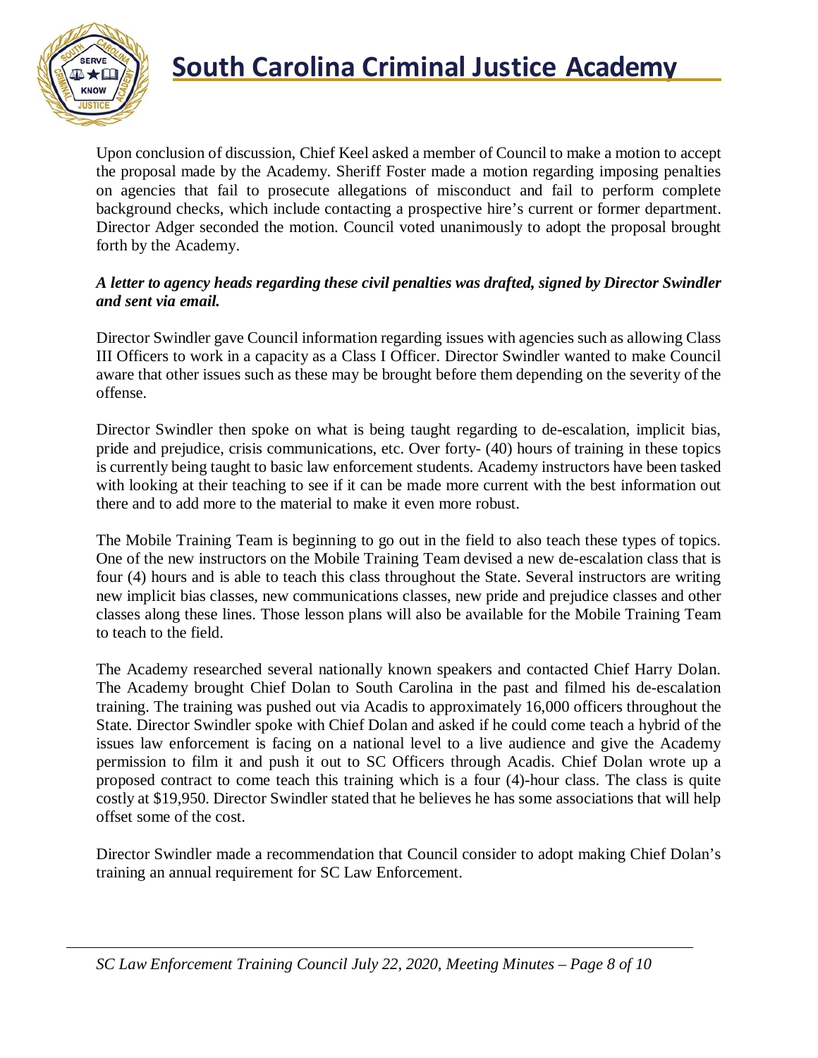Upon conclusion of discussion, Chief Keel asked a member of Council to make a motion to accept the proposal made by the Academy. Sheriff Foster made a motion regarding imposing penalties on agencies that fail to prosecute allegations of misconduct and fail to perform complete background checks, which include contacting a prospective hire's current or former department. Director Adger seconded the motion. Council voted unanimously to adopt the proposal brought forth by the Academy.

***A letter to agency heads regarding these civil penalties was drafted, signed by Director Swindler and sent via email.***

Director Swindler gave Council information regarding issues with agencies such as allowing Class III Officers to work in a capacity as a Class I Officer. Director Swindler wanted to make Council aware that other issues such as these may be brought before them depending on the severity of the offense.

Director Swindler then spoke on what is being taught regarding to de-escalation, implicit bias, pride and prejudice, crisis communications, etc. Over forty- (40) hours of training in these topics is currently being taught to basic law enforcement students. Academy instructors have been tasked with looking at their teaching to see if it can be made more current with the best information out there and to add more to the material to make it even more robust.

The Mobile Training Team is beginning to go out in the field to also teach these types of topics. One of the new instructors on the Mobile Training Team devised a new de-escalation class that is four (4) hours and is able to teach this class throughout the State. Several instructors are writing new implicit bias classes, new communications classes, new pride and prejudice classes and other classes along these lines. Those lesson plans will also be available for the Mobile Training Team to teach to the field.

The Academy researched several nationally known speakers and contacted Chief Harry Dolan. The Academy brought Chief Dolan to South Carolina in the past and filmed his de-escalation training. The training was pushed out via Acadis to approximately 16,000 officers throughout the State. Director Swindler spoke with Chief Dolan and asked if he could come teach a hybrid of the issues law enforcement is facing on a national level to a live audience and give the Academy permission to film it and push it out to SC Officers through Acadis. Chief Dolan wrote up a proposed contract to come teach this training which is a four (4)-hour class. The class is quite costly at $19,950. Director Swindler stated that he believes he has some associations that will help offset some of the cost.

Director Swindler made a recommendation that Council consider to adopt making Chief Dolan's training an annual requirement for SC Law Enforcement.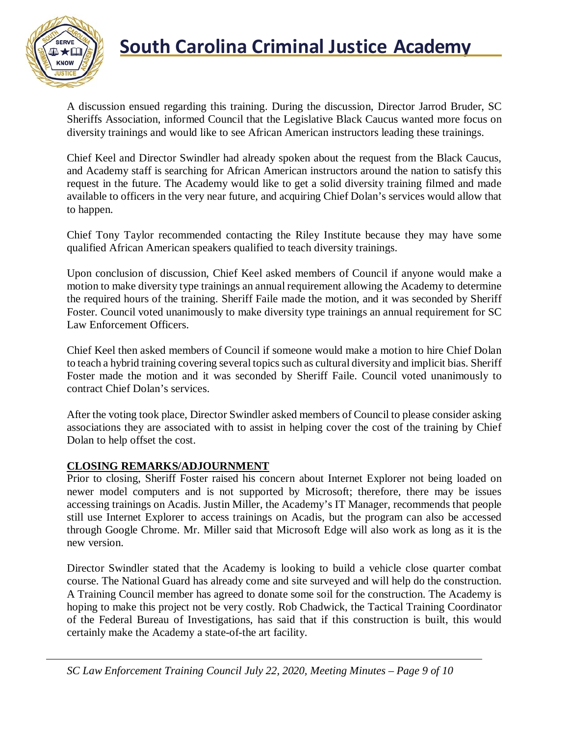A discussion ensued regarding this training. During the discussion, Director Jarrod Bruder, SC Sheriffs Association, informed Council that the Legislative Black Caucus wanted more focus on diversity trainings and would like to see African American instructors leading these trainings.

Chief Keel and Director Swindler had already spoken about the request from the Black Caucus, and Academy staff is searching for African American instructors around the nation to satisfy this request in the future. The Academy would like to get a solid diversity training filmed and made available to officers in the very near future, and acquiring Chief Dolan's services would allow that to happen.

Chief Tony Taylor recommended contacting the Riley Institute because they may have some qualified African American speakers qualified to teach diversity trainings.

Upon conclusion of discussion, Chief Keel asked members of Council if anyone would make a motion to make diversity type trainings an annual requirement allowing the Academy to determine the required hours of the training. Sheriff Faile made the motion, and it was seconded by Sheriff Foster. Council voted unanimously to make diversity type trainings an annual requirement for SC Law Enforcement Officers.

Chief Keel then asked members of Council if someone would make a motion to hire Chief Dolan to teach a hybrid training covering several topics such as cultural diversity and implicit bias. Sheriff Foster made the motion and it was seconded by Sheriff Faile. Council voted unanimously to contract Chief Dolan's services.

After the voting took place, Director Swindler asked members of Council to please consider asking associations they are associated with to assist in helping cover the cost of the training by Chief Dolan to help offset the cost.

## CLOSING REMARKS/ADJOURNMENT

Prior to closing, Sheriff Foster raised his concern about Internet Explorer not being loaded on newer model computers and is not supported by Microsoft; therefore, there may be issues accessing trainings on Acadis. Justin Miller, the Academy's IT Manager, recommends that people still use Internet Explorer to access trainings on Acadis, but the program can also be accessed through Google Chrome. Mr. Miller said that Microsoft Edge will also work as long as it is the new version.

Director Swindler stated that the Academy is looking to build a vehicle close quarter combat course. The National Guard has already come and site surveyed and will help do the construction. A Training Council member has agreed to donate some soil for the construction. The Academy is hoping to make this project not be very costly. Rob Chadwick, the Tactical Training Coordinator of the Federal Bureau of Investigations, has said that if this construction is built, this would certainly make the Academy a state-of-the art facility.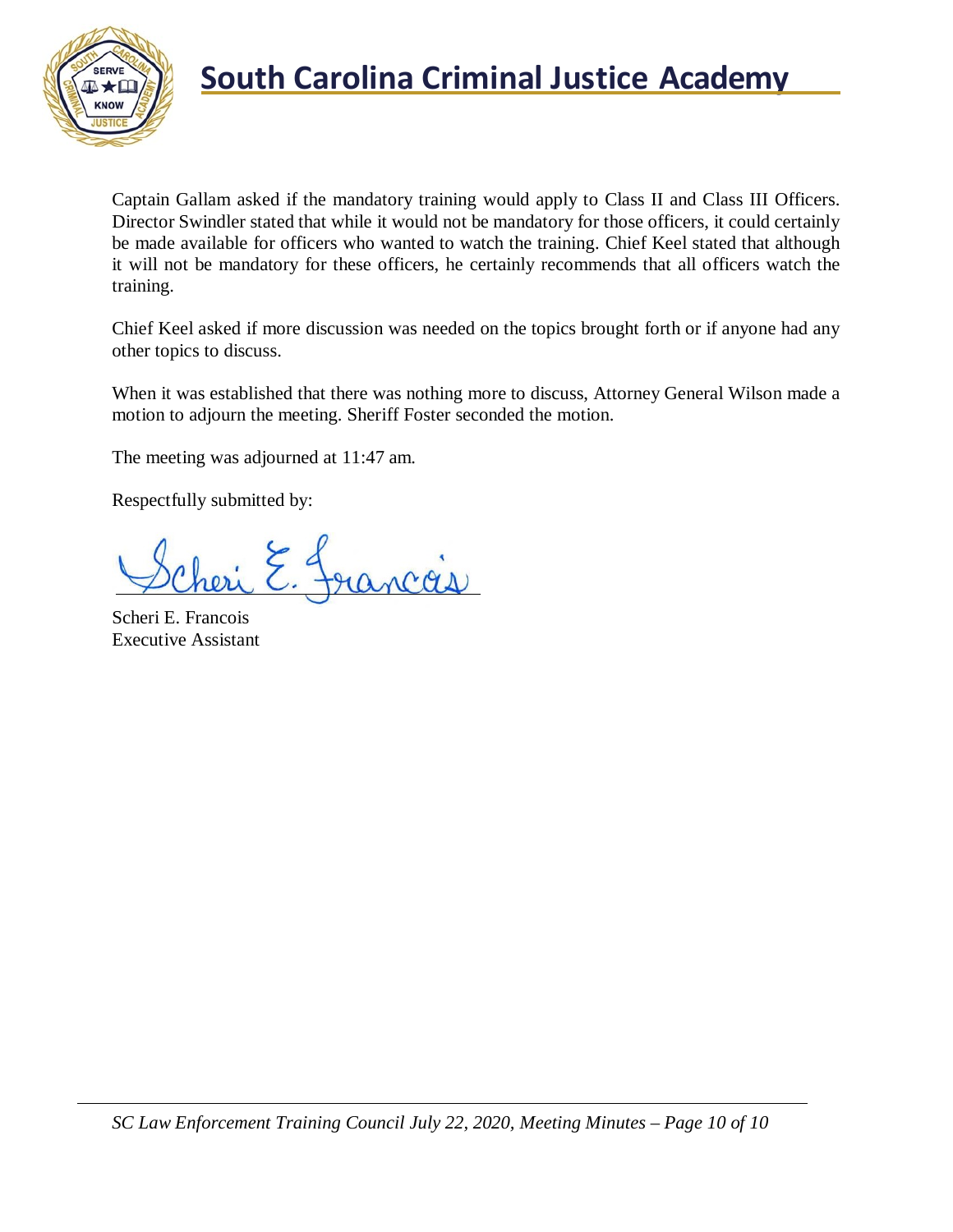Captain Gallam asked if the mandatory training would apply to Class II and Class III Officers. Director Swindler stated that while it would not be mandatory for those officers, it could certainly be made available for officers who wanted to watch the training. Chief Keel stated that although it will not be mandatory for these officers, he certainly recommends that all officers watch the training.

Chief Keel asked if more discussion was needed on the topics brought forth or if anyone had any other topics to discuss.

When it was established that there was nothing more to discuss, Attorney General Wilson made a motion to adjourn the meeting. Sheriff Foster seconded the motion.

The meeting was adjourned at 11:47 am.

Respectfully submitted by:

Scheri E. Francois
Executive Assistant